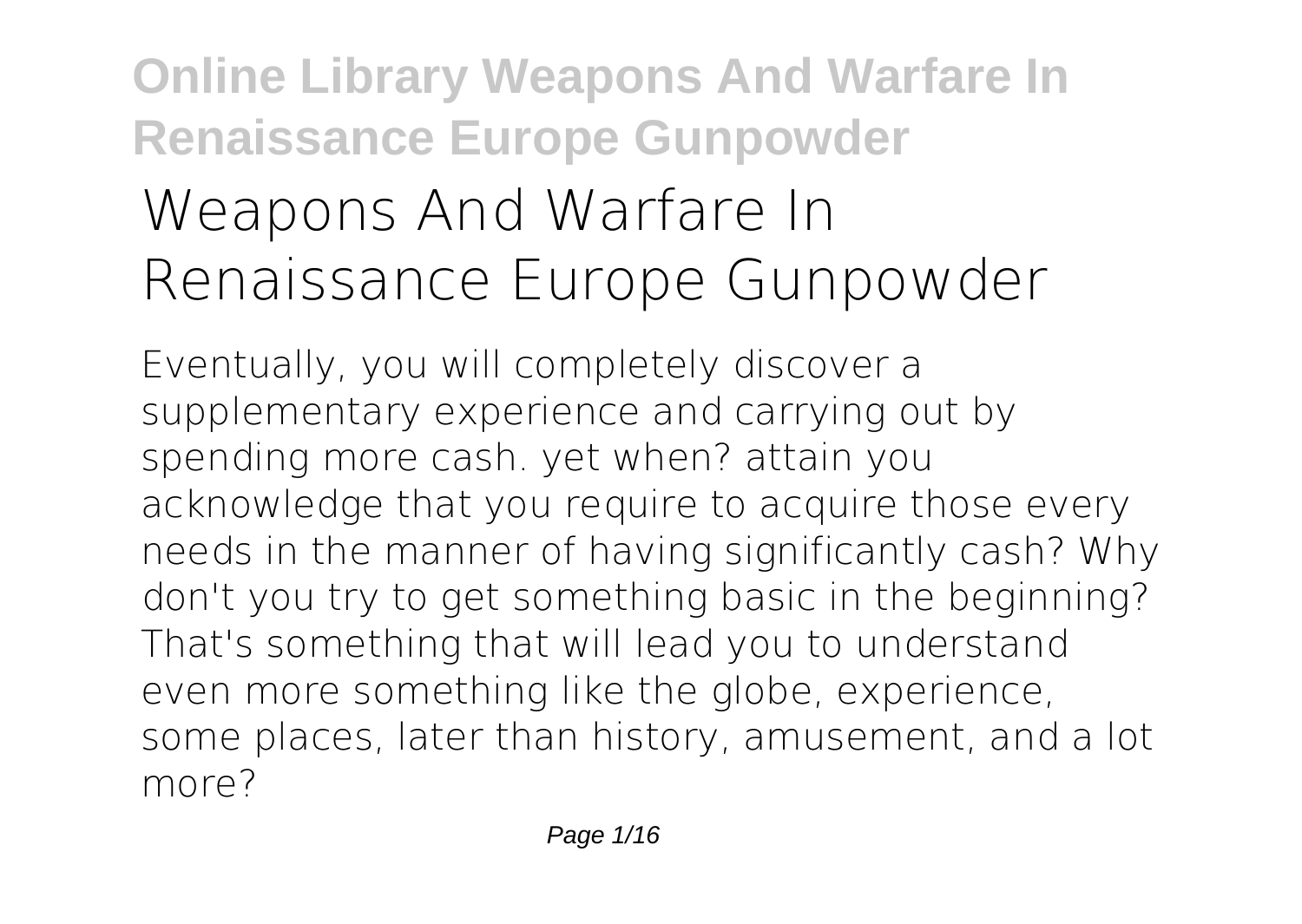# Weapons And Warfare In Renaissance Europe Gunpowder

Eventually, you will completely discover a supplementary experience and carrying out by spending more cash. yet when? attain you acknowledge that you require to acquire those every needs in the manner of having significantly cash? Why don't you try to get something basic in the beginning? That's something that will lead you to understand even more something like the globe, experience, some places, later than history, amusement, and a lot more?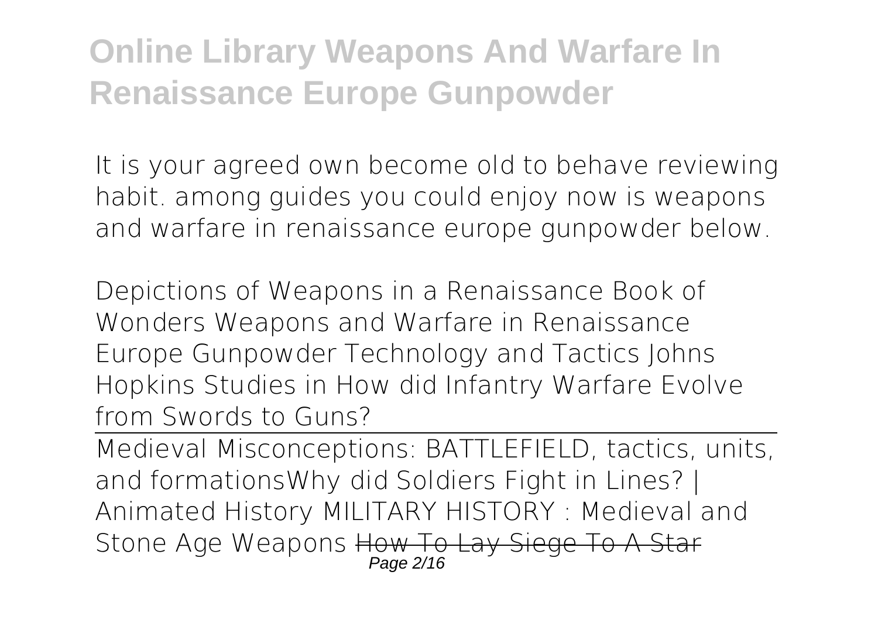It is your agreed own become old to behave reviewing habit. among guides you could enjoy now is weapons and warfare in renaissance europe gunpowder below.

Depictions of Weapons in a Renaissance Book of Wonders Weapons and Warfare in Renaissance Europe Gunpowder Technology and Tactics Johns Hopkins Studies in How did Infantry Warfare Evolve from Swords to Guns?

Medieval Misconceptions: BATTLEFIELD, tactics, units, and formationsWhy did Soldiers Fight in Lines? | Animated History MILITARY HISTORY : Medieval and Stone Age Weapons ~~How To Lay Siege To A Star~~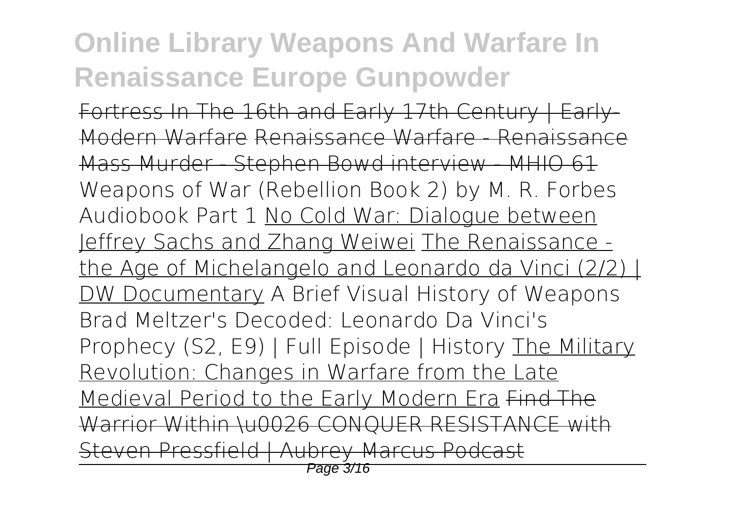Fortress In The 16th and Early 17th Century | Early-Modern Warfare Renaissance Warfare - Renaissance Mass Murder - Stephen Bowd interview - MHIO 61 Weapons of War (Rebellion Book 2) by M. R. Forbes Audiobook Part 1 No Cold War: Dialogue between Jeffrey Sachs and Zhang Weiwei The Renaissance - the Age of Michelangelo and Leonardo da Vinci (2/2) | DW Documentary A Brief Visual History of Weapons Brad Meltzer's Decoded: Leonardo Da Vinci's Prophecy (S2, E9) | Full Episode | History The Military Revolution: Changes in Warfare from the Late Medieval Period to the Early Modern Era Find The Warrior Within \u0026 CONQUER RESISTANCE with Steven Pressfield | Aubrey Marcus Podcast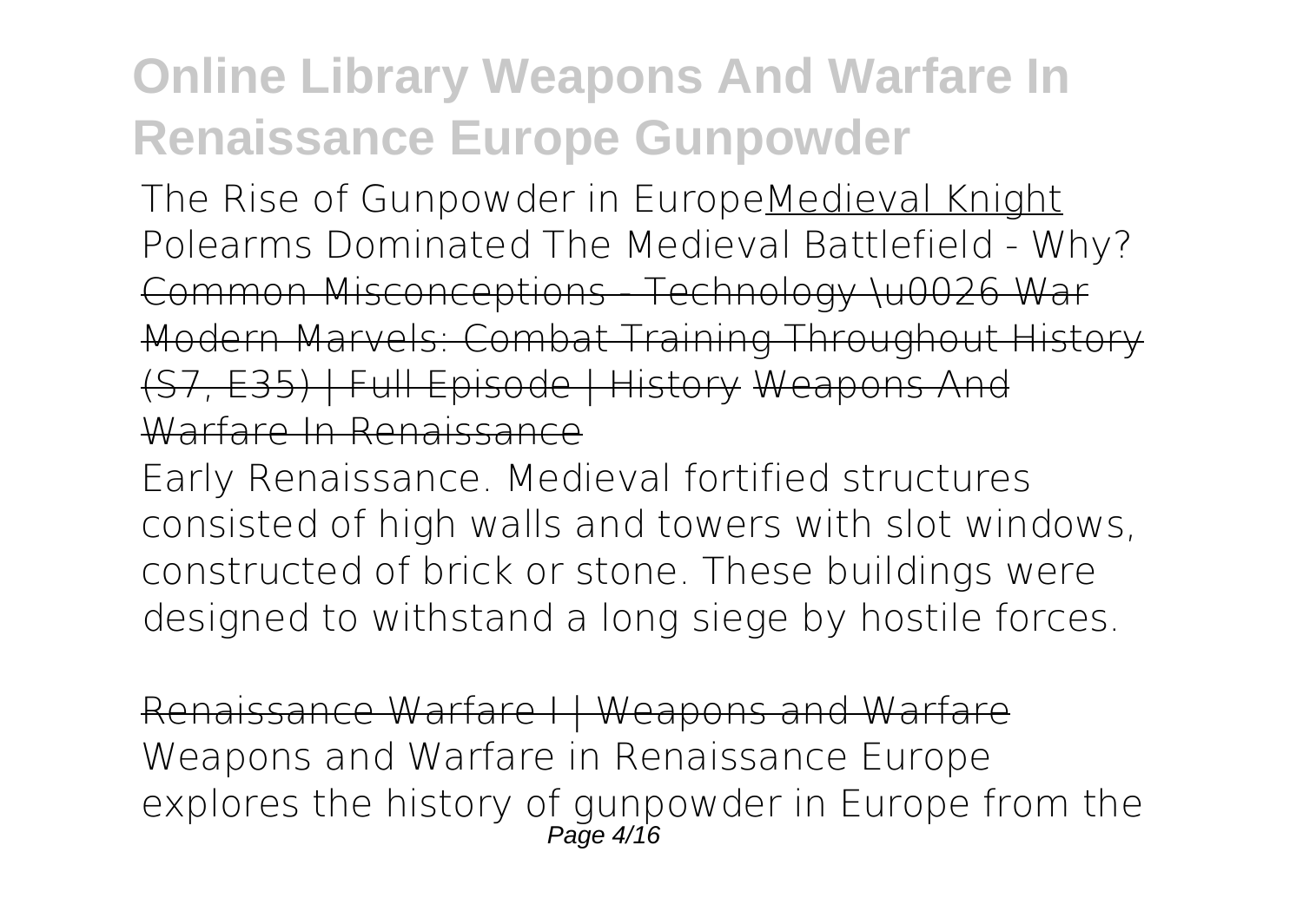The Rise of Gunpowder in EuropeMedieval Knight Polearms Dominated The Medieval Battlefield - Why? ~~Common Misconceptions - Technology \u0026 War~~ ~~Modern Marvels: Combat Training Throughout History (S7, E35) | Full Episode | History~~ ~~Weapons And Warfare In Renaissance~~

Early Renaissance. Medieval fortified structures consisted of high walls and towers with slot windows, constructed of brick or stone. These buildings were designed to withstand a long siege by hostile forces.

~~Renaissance Warfare I | Weapons and Warfare~~

Weapons and Warfare in Renaissance Europe explores the history of gunpowder in Europe from the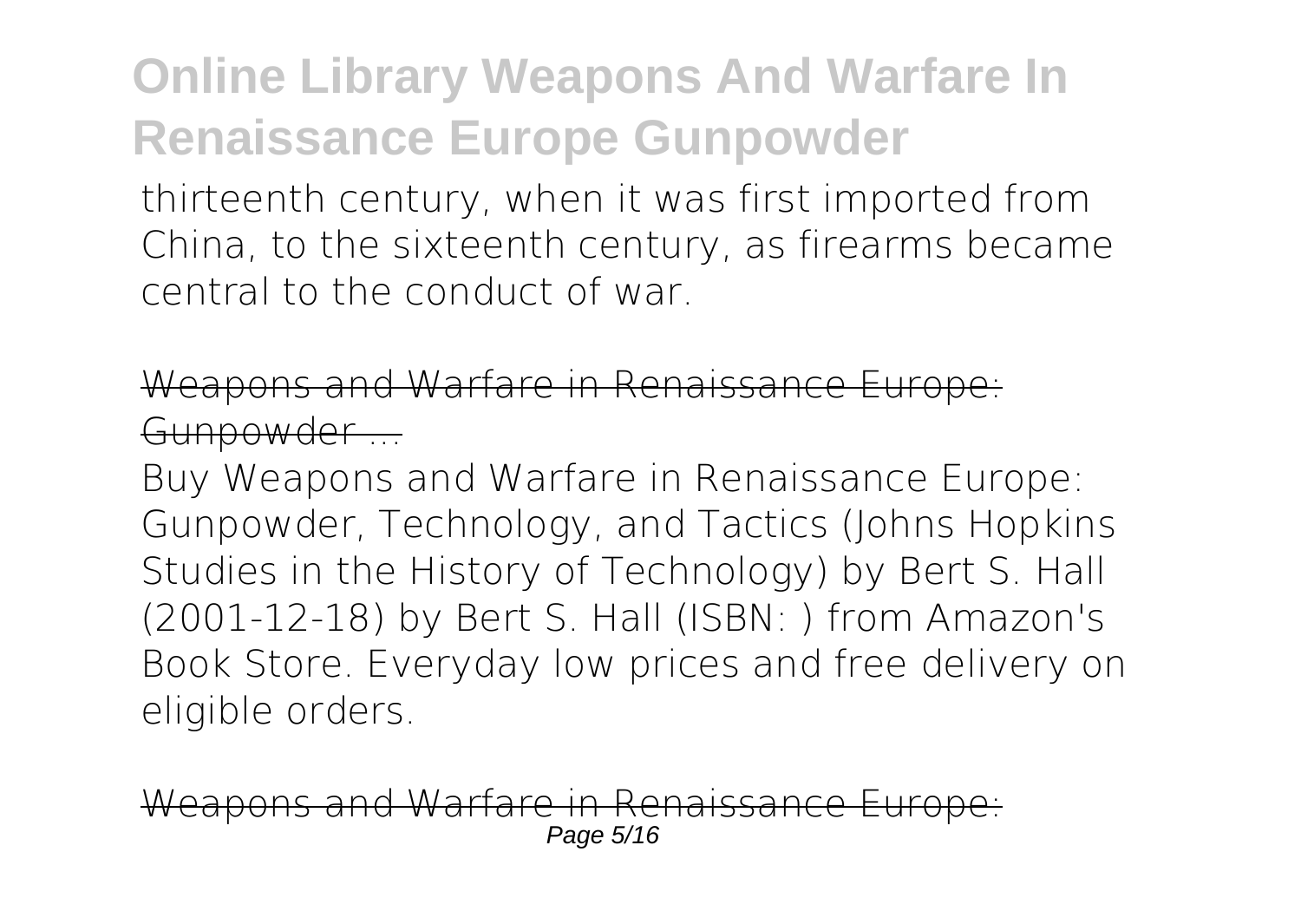thirteenth century, when it was first imported from China, to the sixteenth century, as firearms became central to the conduct of war.

Weapons and Warfare in Renaissance Europe: Gunpowder ...

Buy Weapons and Warfare in Renaissance Europe: Gunpowder, Technology, and Tactics (Johns Hopkins Studies in the History of Technology) by Bert S. Hall (2001-12-18) by Bert S. Hall (ISBN: ) from Amazon's Book Store. Everyday low prices and free delivery on eligible orders.

Weapons and Warfare in Renaissance Europe: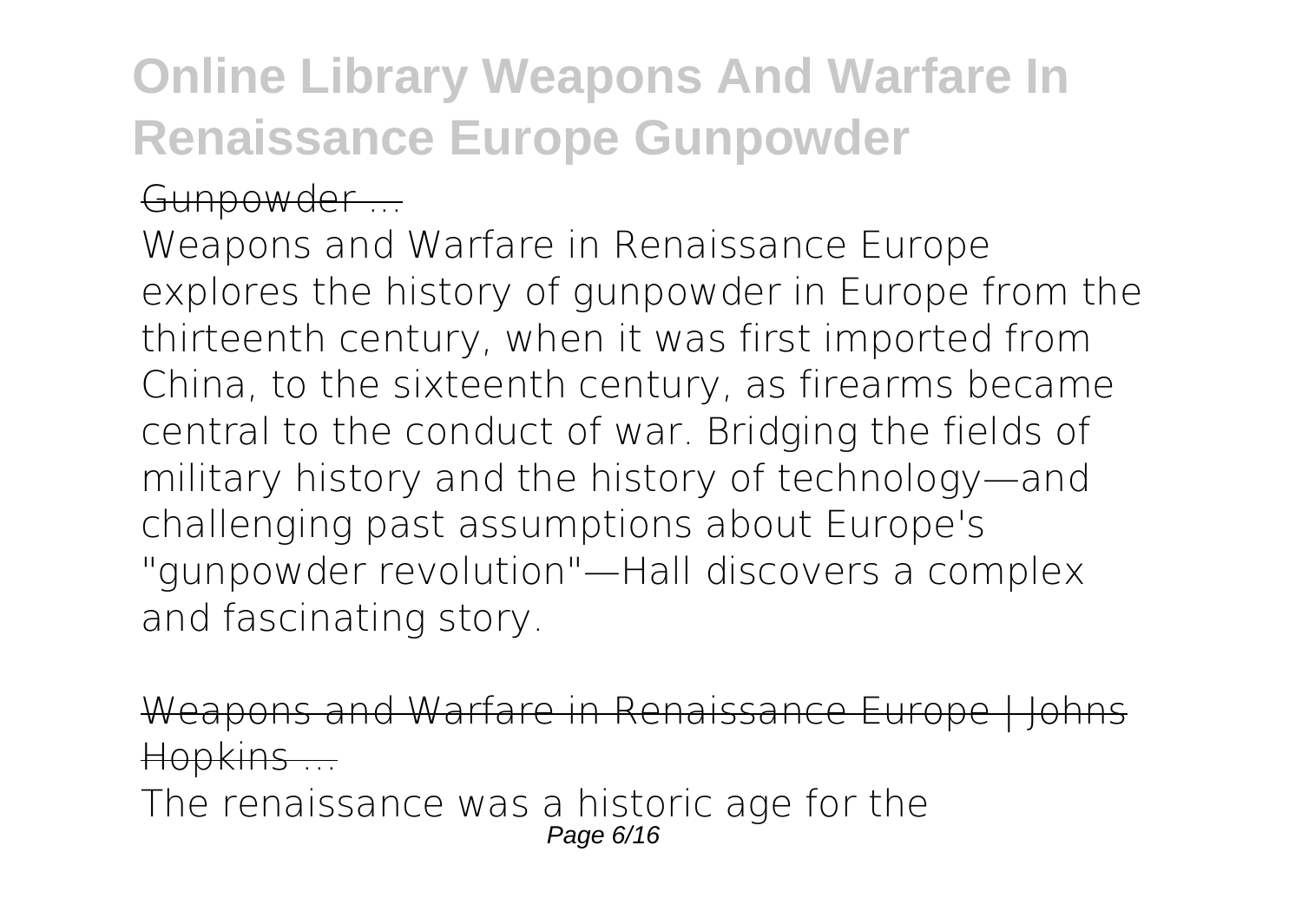Gunpowder ...

Weapons and Warfare in Renaissance Europe explores the history of gunpowder in Europe from the thirteenth century, when it was first imported from China, to the sixteenth century, as firearms became central to the conduct of war. Bridging the fields of military history and the history of technology—and challenging past assumptions about Europe's "gunpowder revolution"—Hall discovers a complex and fascinating story.

Weapons and Warfare in Renaissance Europe | Johns Hopkins ...

The renaissance was a historic age for the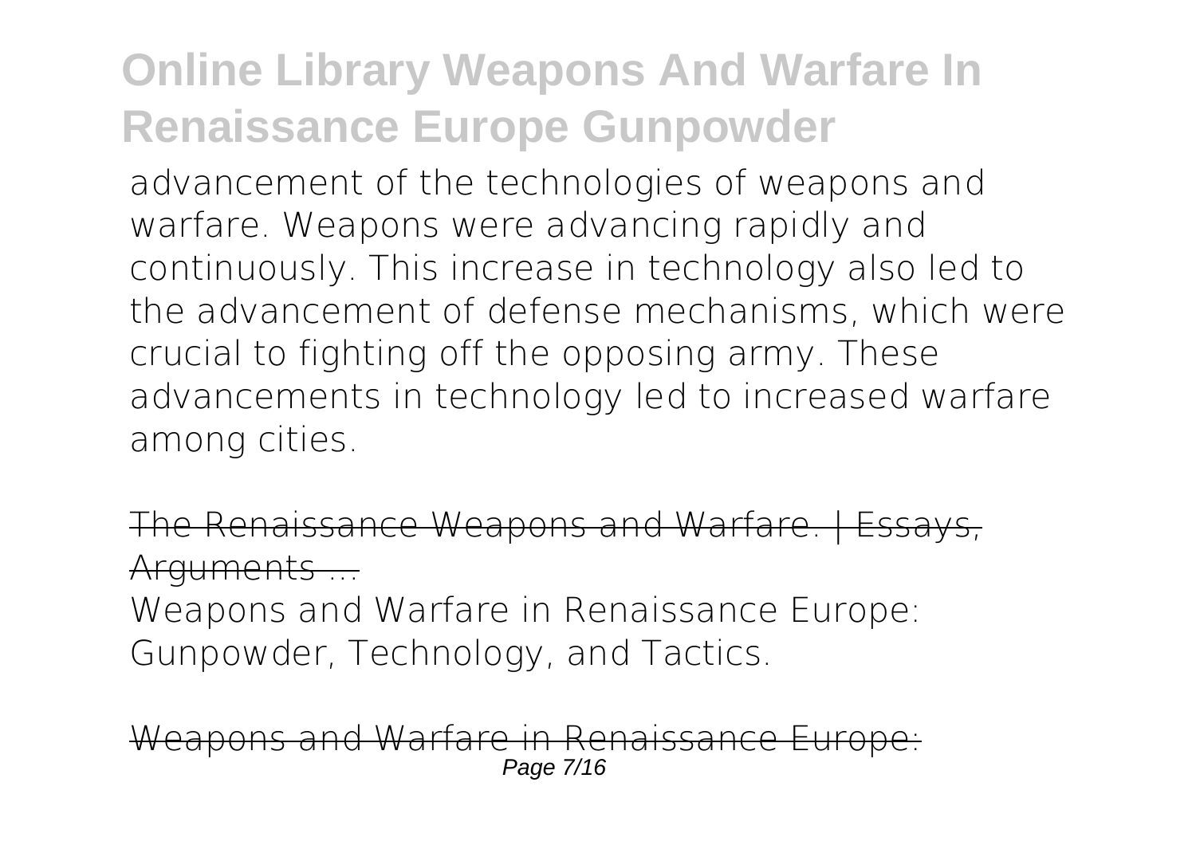advancement of the technologies of weapons and warfare. Weapons were advancing rapidly and continuously. This increase in technology also led to the advancement of defense mechanisms, which were crucial to fighting off the opposing army. These advancements in technology led to increased warfare among cities.

The Renaissance Weapons and Warfare. | Essays, Arguments ...

Weapons and Warfare in Renaissance Europe: Gunpowder, Technology, and Tactics.

Weapons and Warfare in Renaissance Europe: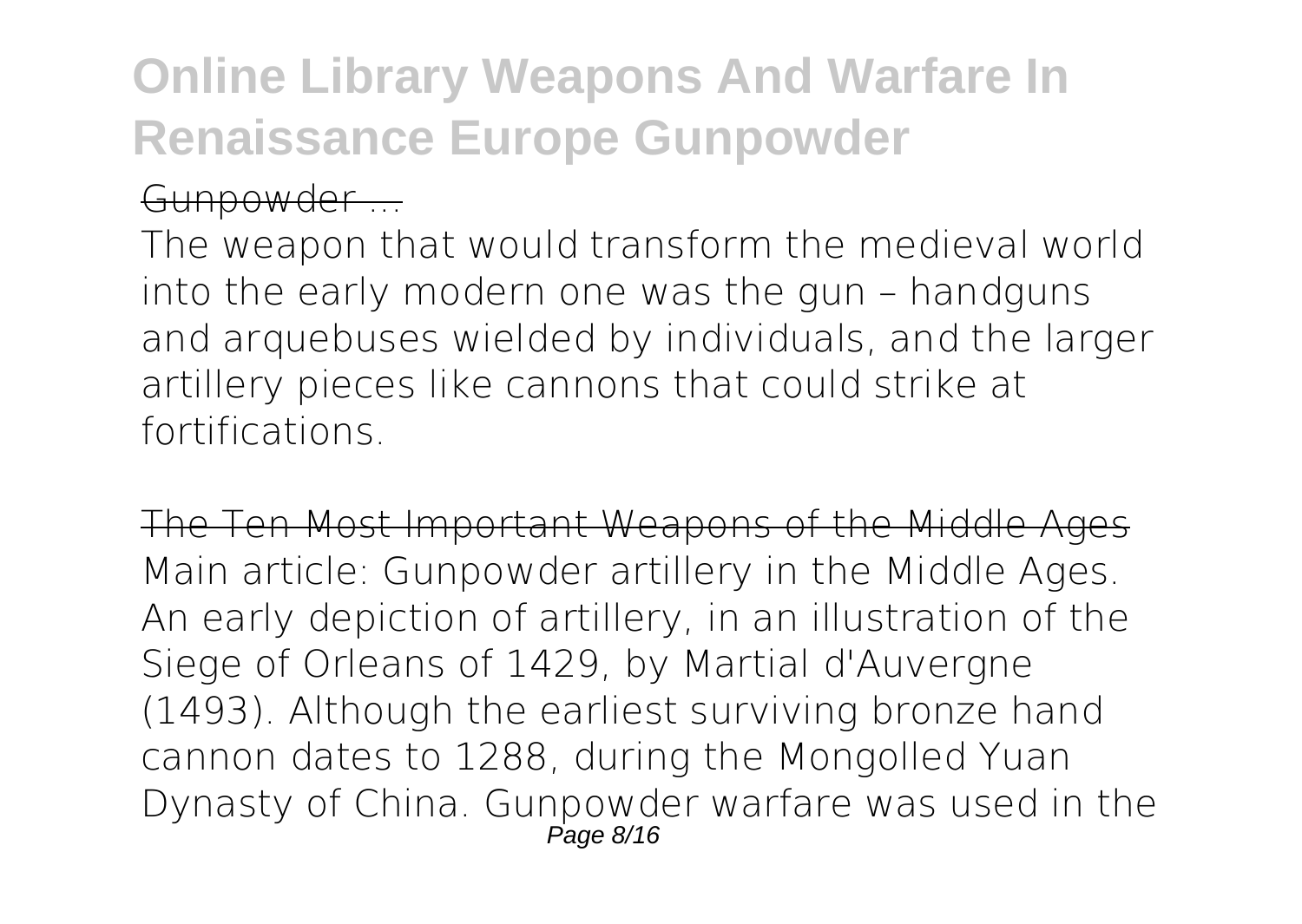Gunpowder ...

The weapon that would transform the medieval world into the early modern one was the gun – handguns and arquebuses wielded by individuals, and the larger artillery pieces like cannons that could strike at fortifications.

The Ten Most Important Weapons of the Middle Ages

Main article: Gunpowder artillery in the Middle Ages. An early depiction of artillery, in an illustration of the Siege of Orleans of 1429, by Martial d'Auvergne (1493). Although the earliest surviving bronze hand cannon dates to 1288, during the Mongolled Yuan Dynasty of China. Gunpowder warfare was used in the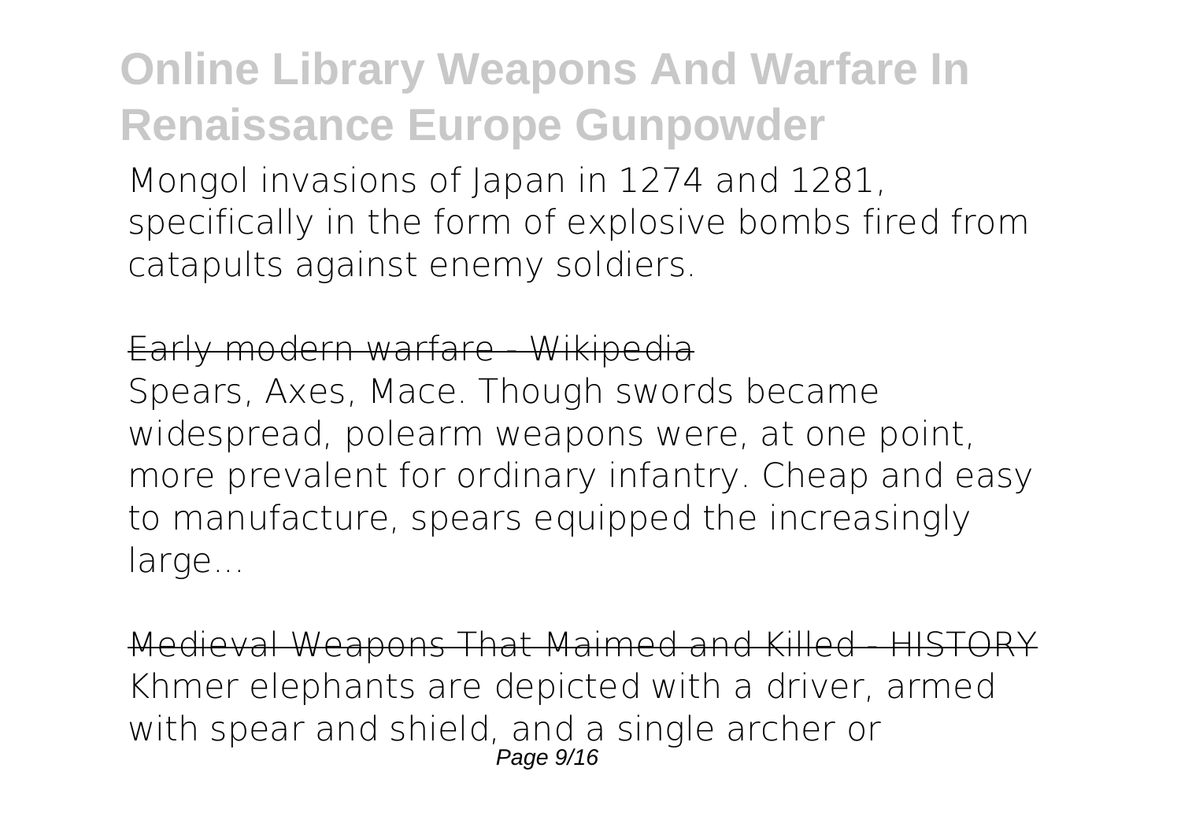Mongol invasions of Japan in 1274 and 1281, specifically in the form of explosive bombs fired from catapults against enemy soldiers.

~~Early modern warfare - Wikipedia~~

Spears, Axes, Mace. Though swords became widespread, polearm weapons were, at one point, more prevalent for ordinary infantry. Cheap and easy to manufacture, spears equipped the increasingly large...

~~Medieval Weapons That Maimed and Killed - HISTORY~~

Khmer elephants are depicted with a driver, armed with spear and shield, and a single archer or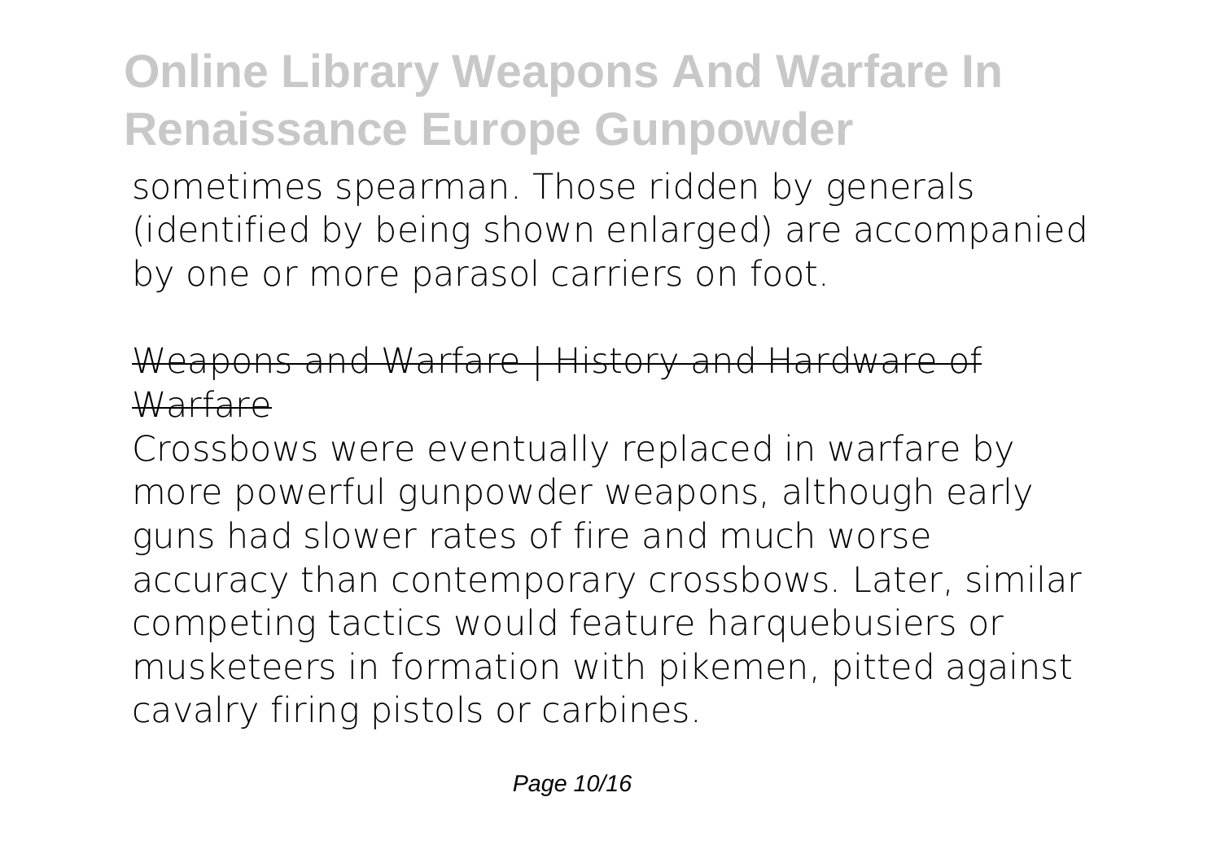sometimes spearman. Those ridden by generals (identified by being shown enlarged) are accompanied by one or more parasol carriers on foot.

## Weapons and Warfare | History and Hardware of Warfare

Crossbows were eventually replaced in warfare by more powerful gunpowder weapons, although early guns had slower rates of fire and much worse accuracy than contemporary crossbows. Later, similar competing tactics would feature harquebusiers or musketeers in formation with pikemen, pitted against cavalry firing pistols or carbines.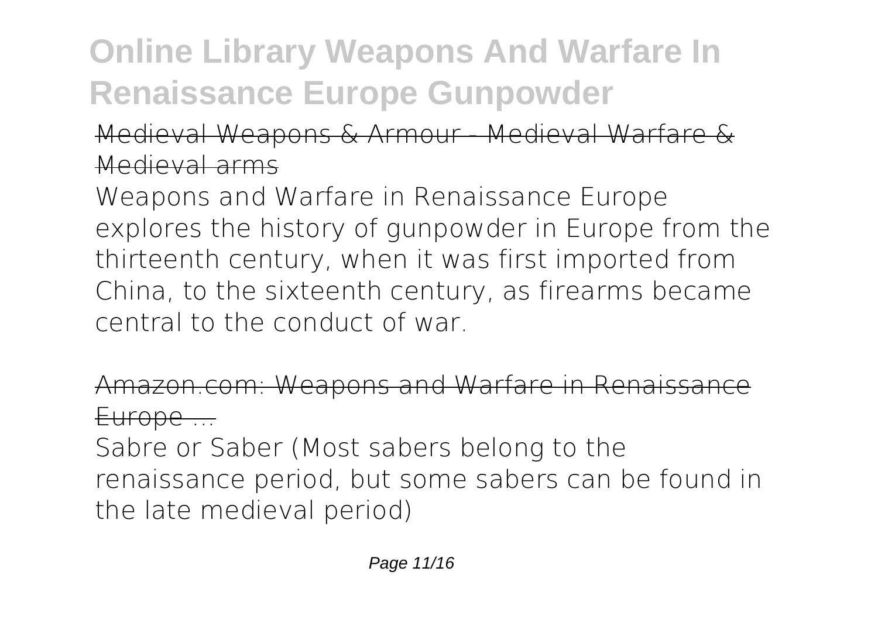Medieval Weapons & Armour - Medieval Warfare & Medieval arms

Weapons and Warfare in Renaissance Europe explores the history of gunpowder in Europe from the thirteenth century, when it was first imported from China, to the sixteenth century, as firearms became central to the conduct of war.

Amazon.com: Weapons and Warfare in Renaissance Europe ...

Sabre or Saber (Most sabers belong to the renaissance period, but some sabers can be found in the late medieval period)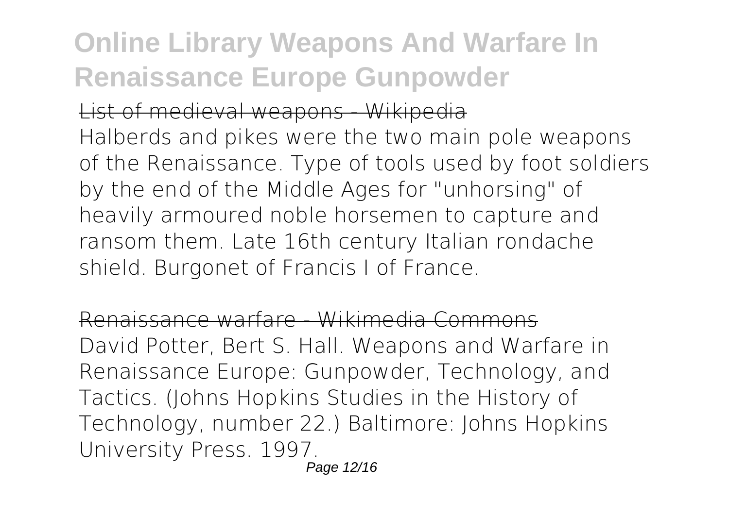List of medieval weapons - Wikipedia

Halberds and pikes were the two main pole weapons of the Renaissance. Type of tools used by foot soldiers by the end of the Middle Ages for "unhorsing" of heavily armoured noble horsemen to capture and ransom them. Late 16th century Italian rondache shield. Burgonet of Francis I of France.

Renaissance warfare - Wikimedia Commons

David Potter, Bert S. Hall. Weapons and Warfare in Renaissance Europe: Gunpowder, Technology, and Tactics. (Johns Hopkins Studies in the History of Technology, number 22.) Baltimore: Johns Hopkins University Press. 1997.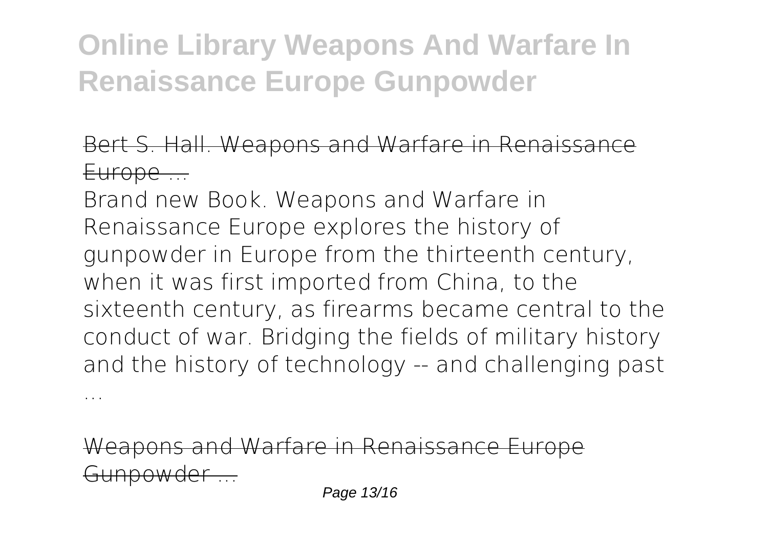Bert S. Hall. Weapons and Warfare in Renaissance Europe ...

Brand new Book. Weapons and Warfare in Renaissance Europe explores the history of gunpowder in Europe from the thirteenth century, when it was first imported from China, to the sixteenth century, as firearms became central to the conduct of war. Bridging the fields of military history and the history of technology -- and challenging past ...

Weapons and Warfare in Renaissance Europe Gunpowder ...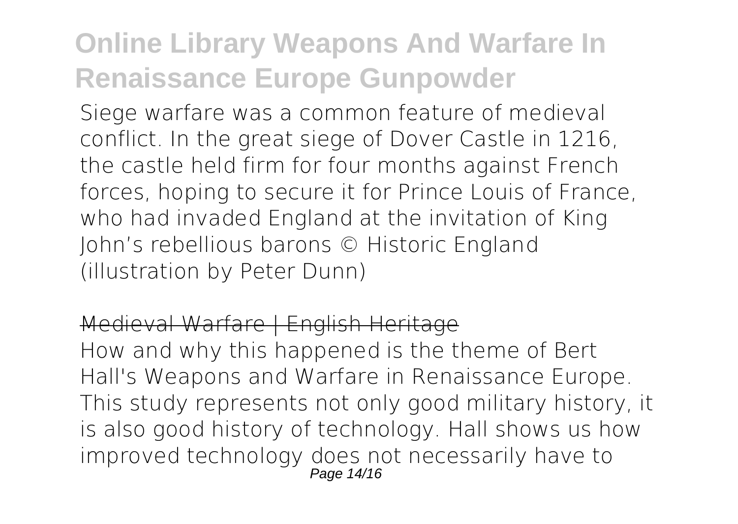Siege warfare was a common feature of medieval conflict. In the great siege of Dover Castle in 1216, the castle held firm for four months against French forces, hoping to secure it for Prince Louis of France, who had invaded England at the invitation of King John's rebellious barons © Historic England (illustration by Peter Dunn)

## Medieval Warfare | English Heritage

How and why this happened is the theme of Bert Hall's Weapons and Warfare in Renaissance Europe. This study represents not only good military history, it is also good history of technology. Hall shows us how improved technology does not necessarily have to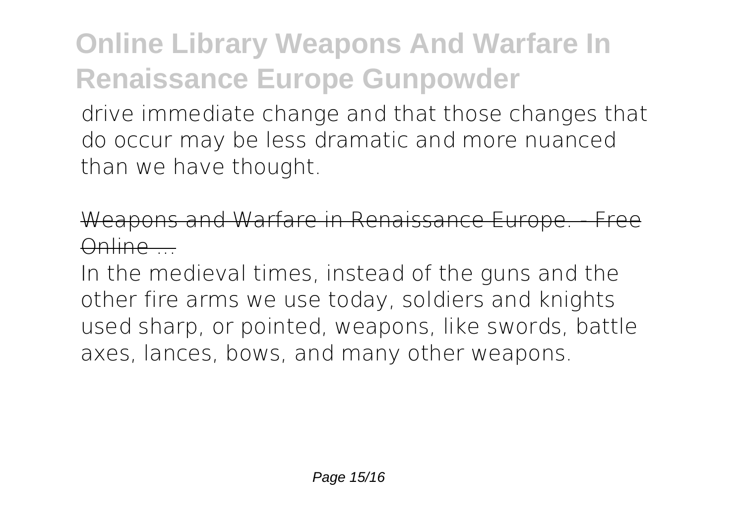drive immediate change and that those changes that do occur may be less dramatic and more nuanced than we have thought.

Weapons and Warfare in Renaissance Europe. - Free Online ...

In the medieval times, instead of the guns and the other fire arms we use today, soldiers and knights used sharp, or pointed, weapons, like swords, battle axes, lances, bows, and many other weapons.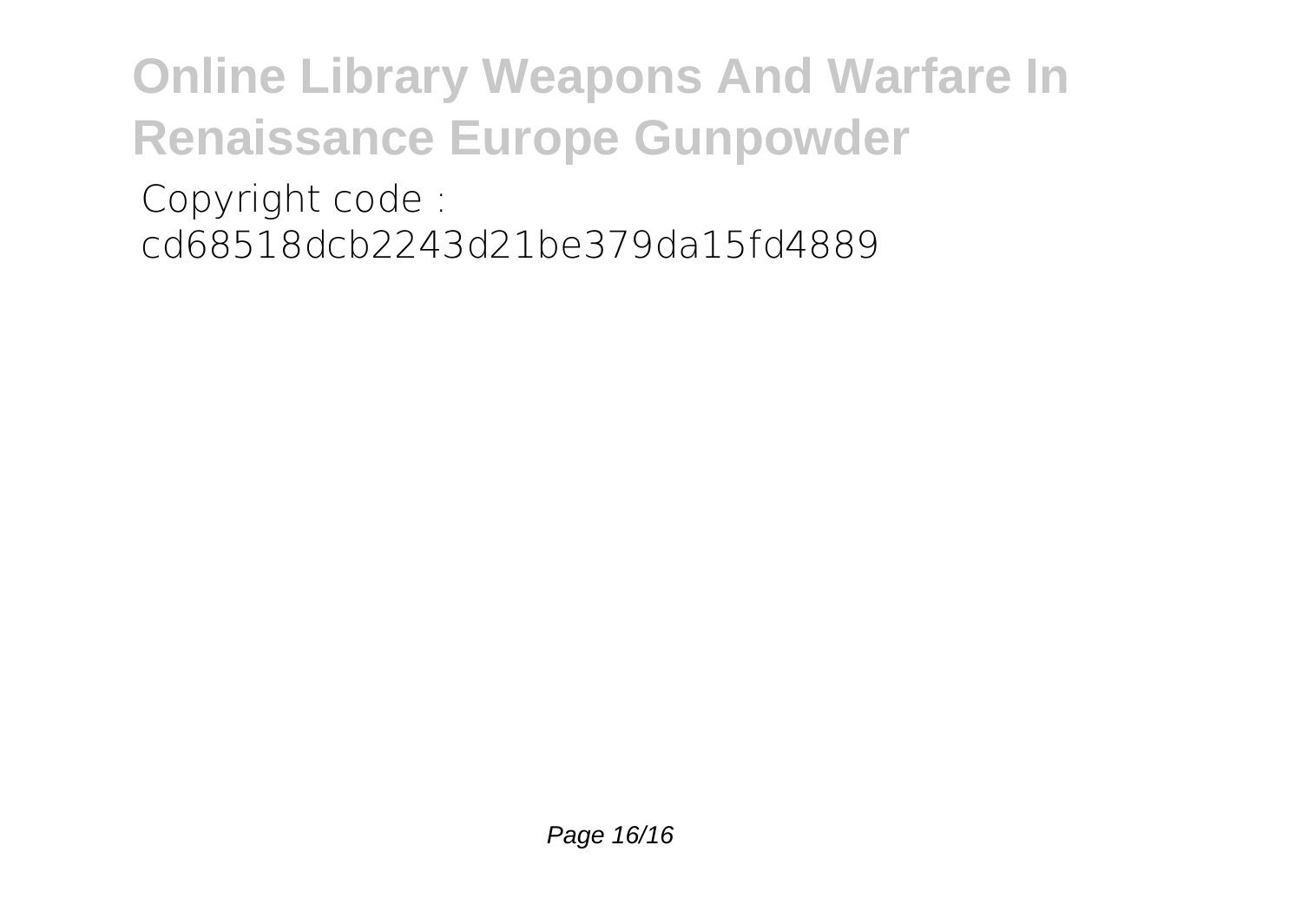Copyright code : cd68518dcb2243d21be379da15fd4889